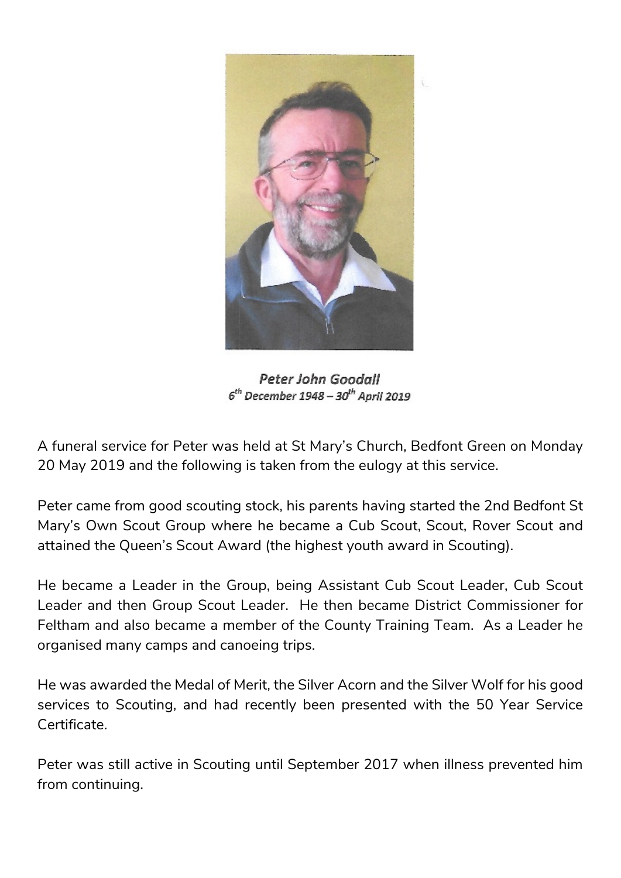***Peter John Goodall***
*6th December 1948 – 30th April 2019*

A funeral service for Peter was held at St Mary's Church, Bedfont Green on Monday 20 May 2019 and the following is taken from the eulogy at this service.

Peter came from good scouting stock, his parents having started the 2nd Bedfont St Mary's Own Scout Group where he became a Cub Scout, Scout, Rover Scout and attained the Queen's Scout Award (the highest youth award in Scouting).

He became a Leader in the Group, being Assistant Cub Scout Leader, Cub Scout Leader and then Group Scout Leader. He then became District Commissioner for Feltham and also became a member of the County Training Team. As a Leader he organised many camps and canoeing trips.

He was awarded the Medal of Merit, the Silver Acorn and the Silver Wolf for his good services to Scouting, and had recently been presented with the 50 Year Service Certificate.

Peter was still active in Scouting until September 2017 when illness prevented him from continuing.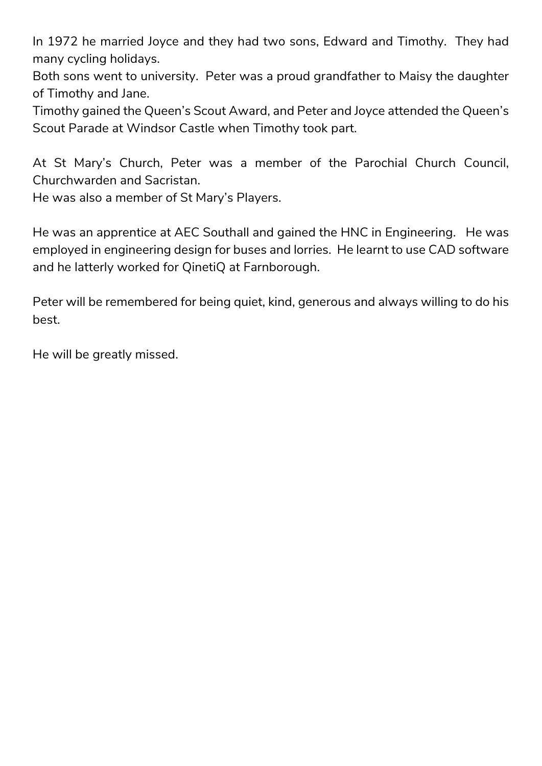In 1972 he married Joyce and they had two sons, Edward and Timothy. They had many cycling holidays.
Both sons went to university. Peter was a proud grandfather to Maisy the daughter of Timothy and Jane.
Timothy gained the Queen's Scout Award, and Peter and Joyce attended the Queen's Scout Parade at Windsor Castle when Timothy took part.

At St Mary's Church, Peter was a member of the Parochial Church Council, Churchwarden and Sacristan.
He was also a member of St Mary's Players.

He was an apprentice at AEC Southall and gained the HNC in Engineering. He was employed in engineering design for buses and lorries. He learnt to use CAD software and he latterly worked for QinetiQ at Farnborough.

Peter will be remembered for being quiet, kind, generous and always willing to do his best.

He will be greatly missed.